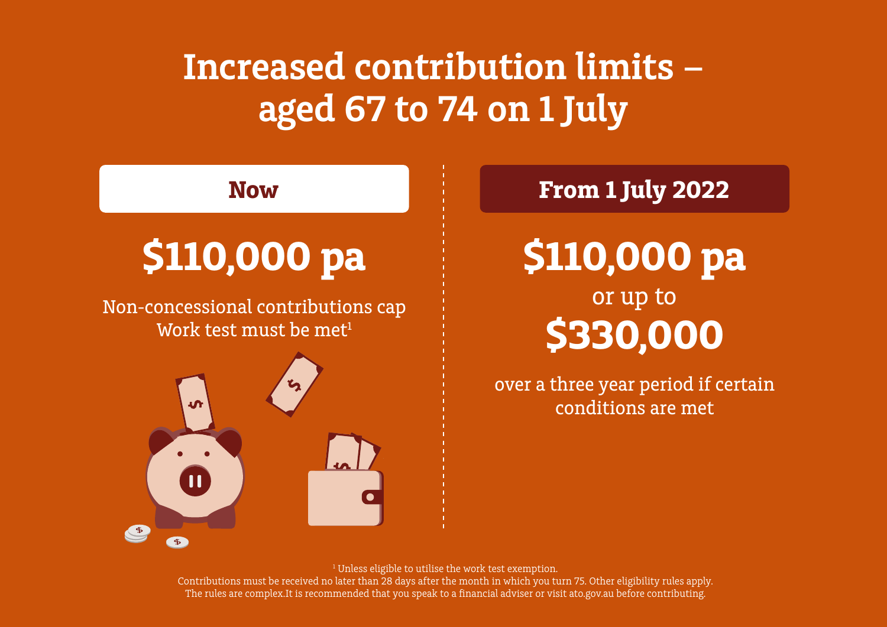# Increased contribution limits – aged 67 to 74 on 1 July

## Now

**$110,000 pa**

Non-concessional contributions cap
Work test must be met[1]

## From 1 July 2022

**$110,000 pa**

or up to

**$330,000**

over a three year period if certain conditions are met

[1] Unless eligible to utilise the work test exemption.
Contributions must be received no later than 28 days after the month in which you turn 75. Other eligibility rules apply.
The rules are complex.It is recommended that you speak to a financial adviser or visit ato.gov.au before contributing.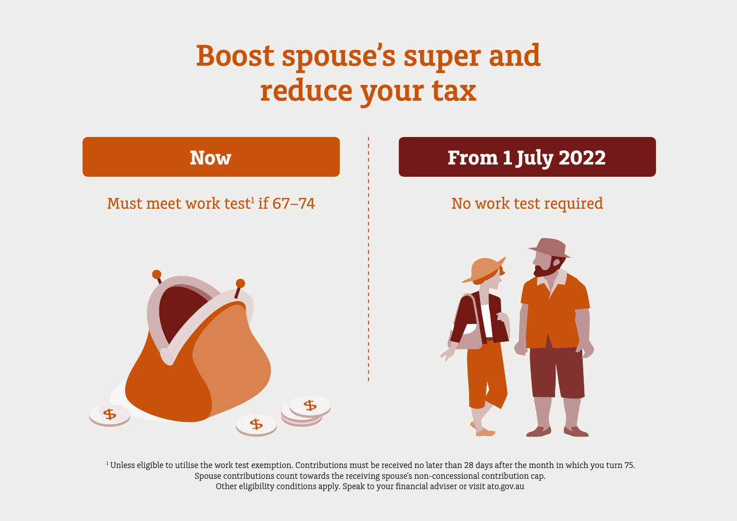# Boost spouse's super and reduce your tax

| Now | From 1 July 2022 |
| --- | --- |
| Must meet work test[1] if 67–74 | No work test required |

[1] Unless eligible to utilise the work test exemption. Contributions must be received no later than 28 days after the month in which you turn 75.

Spouse contributions count towards the receiving spouse's non-concessional contribution cap.

Other eligibility conditions apply. Speak to your financial adviser or visit ato.gov.au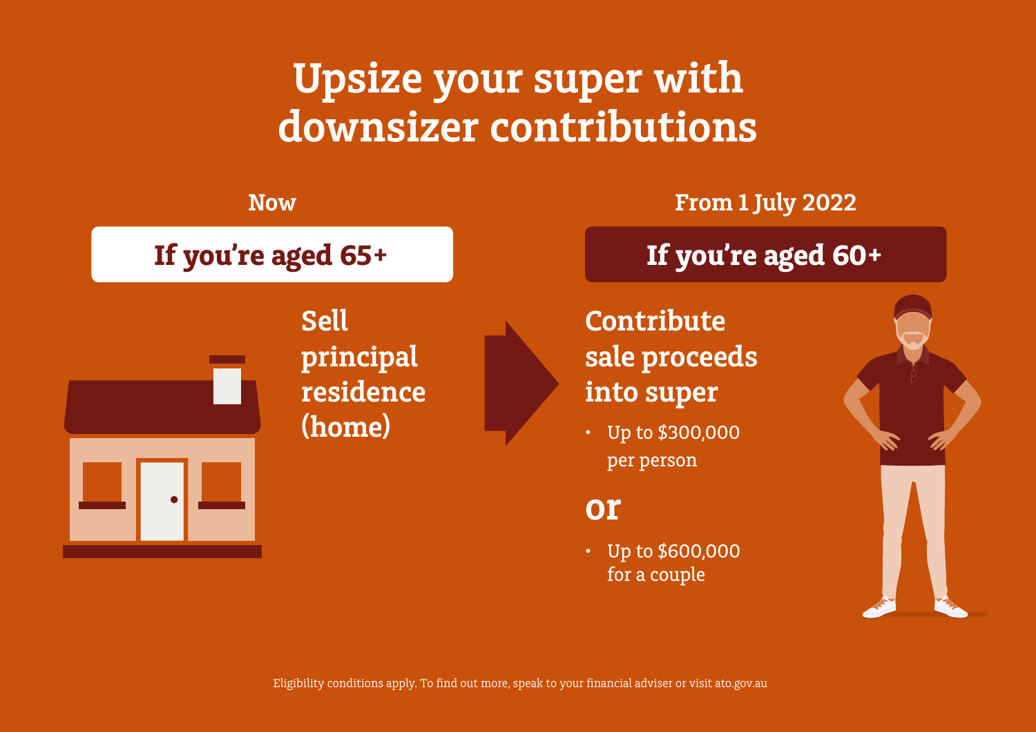# Upsize your super with downsizer contributions

**Now**

**If you're aged 65+**

Sell principal residence (home)

**From 1 July 2022**

**If you're aged 60+**

Contribute sale proceeds into super

- Up to $300,000 per person

**or**

- Up to $600,000 for a couple

Eligibility conditions apply. To find out more, speak to your financial adviser or visit ato.gov.au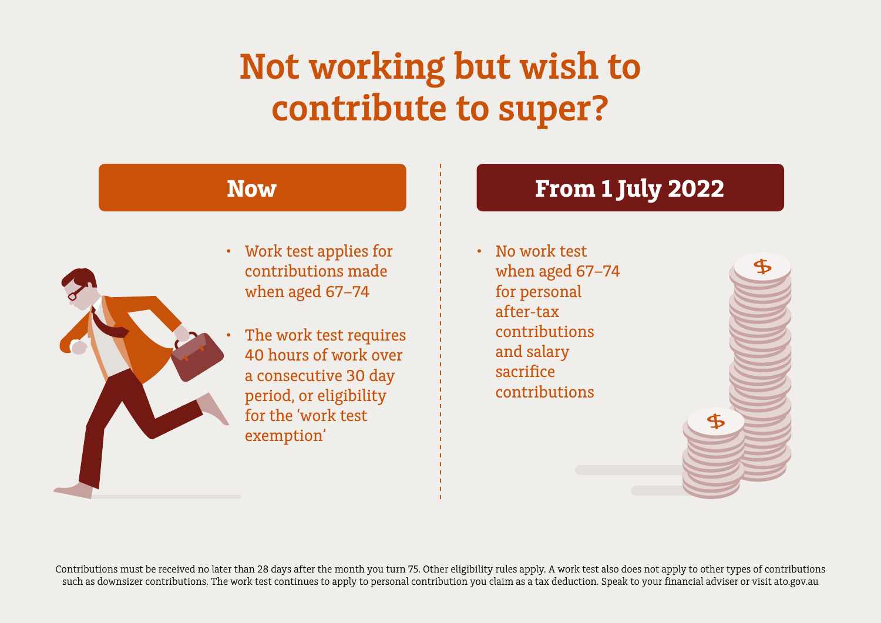# Not working but wish to contribute to super?

## Now

- Work test applies for contributions made when aged 67–74
- The work test requires 40 hours of work over a consecutive 30 day period, or eligibility for the 'work test exemption'

## From 1 July 2022

- No work test when aged 67–74 for personal after-tax contributions and salary sacrifice contributions

Contributions must be received no later than 28 days after the month you turn 75. Other eligibility rules apply. A work test also does not apply to other types of contributions such as downsizer contributions. The work test continues to apply to personal contribution you claim as a tax deduction. Speak to your financial adviser or visit ato.gov.au